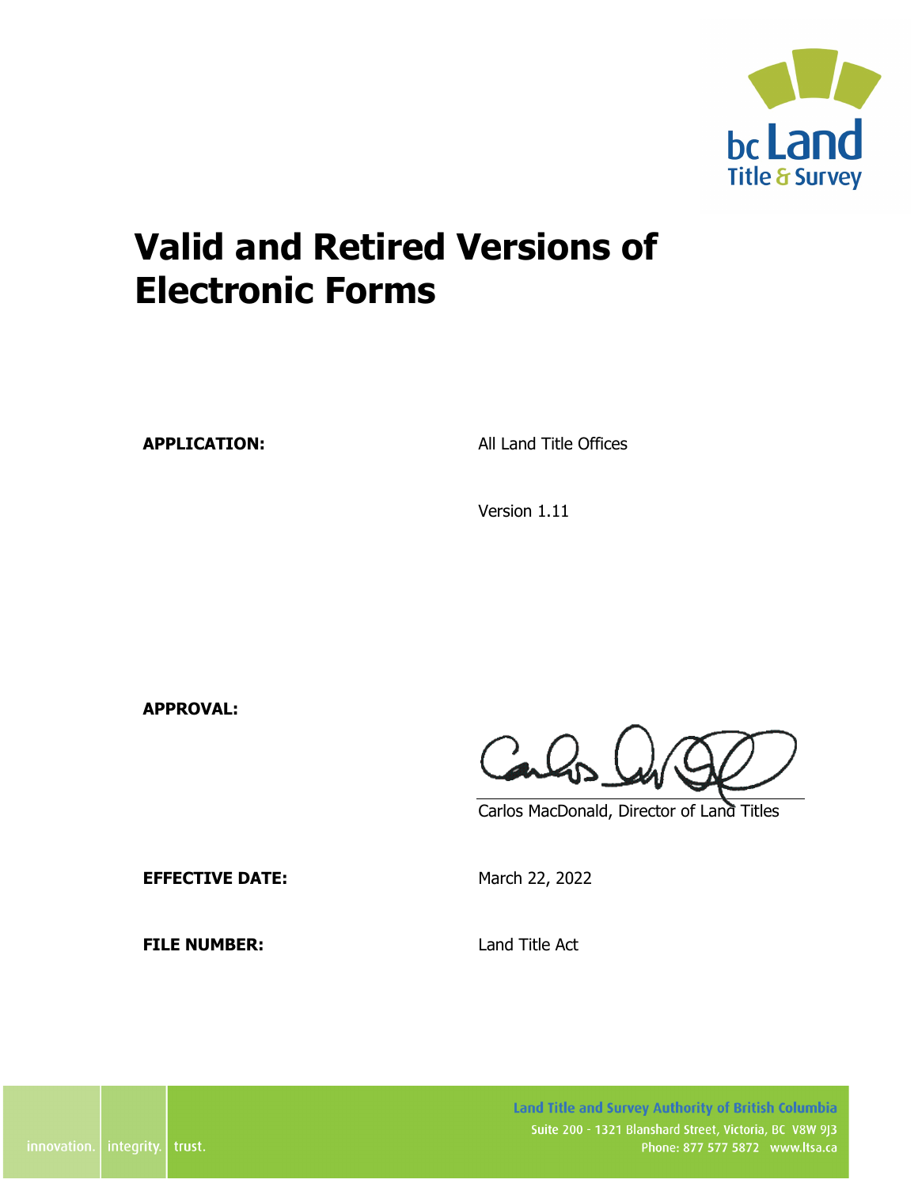# Valid and Retired Versions of Electronic Forms

**APPLICATION:** All Land Title Offices

Version 1.11

**APPROVAL:**

Carlos MacDonald, Director of Land Titles

**EFFECTIVE DATE:** March 22, 2022

**FILE NUMBER:** Land Title Act

innovation. integrity. trust.

Land Title and Survey Authority of British Columbia
Suite 200 - 1321 Blanshard Street, Victoria, BC V8W 9J3
Phone: 877 577 5872 www.ltsa.ca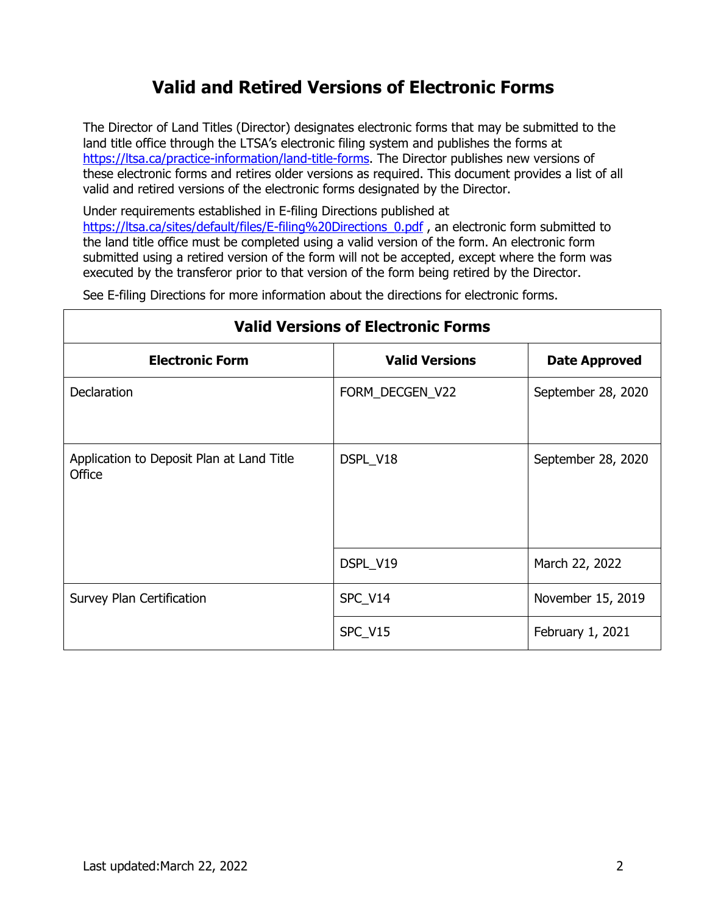# Valid and Retired Versions of Electronic Forms

The Director of Land Titles (Director) designates electronic forms that may be submitted to the land title office through the LTSA's electronic filing system and publishes the forms at [https://ltsa.ca/practice-information/land-title-forms](https://ltsa.ca/practice-information/land-title-forms). The Director publishes new versions of these electronic forms and retires older versions as required. This document provides a list of all valid and retired versions of the electronic forms designated by the Director.

Under requirements established in E-filing Directions published at [https://ltsa.ca/sites/default/files/E-filing%20Directions_0.pdf](https://ltsa.ca/sites/default/files/E-filing%20Directions_0.pdf) , an electronic form submitted to the land title office must be completed using a valid version of the form. An electronic form submitted using a retired version of the form will not be accepted, except where the form was executed by the transferor prior to that version of the form being retired by the Director.

See E-filing Directions for more information about the directions for electronic forms.

| Valid Versions of Electronic Forms | | |
|---|---|---|
| **Electronic Form** | **Valid Versions** | **Date Approved** |
| Declaration | FORM_DECGEN_V22 | September 28, 2020 |
| Application to Deposit Plan at Land Title Office | DSPL_V18 | September 28, 2020 |
| | DSPL_V19 | March 22, 2022 |
| Survey Plan Certification | SPC_V14 | November 15, 2019 |
| | SPC_V15 | February 1, 2021 |

Last updated:March 22, 2022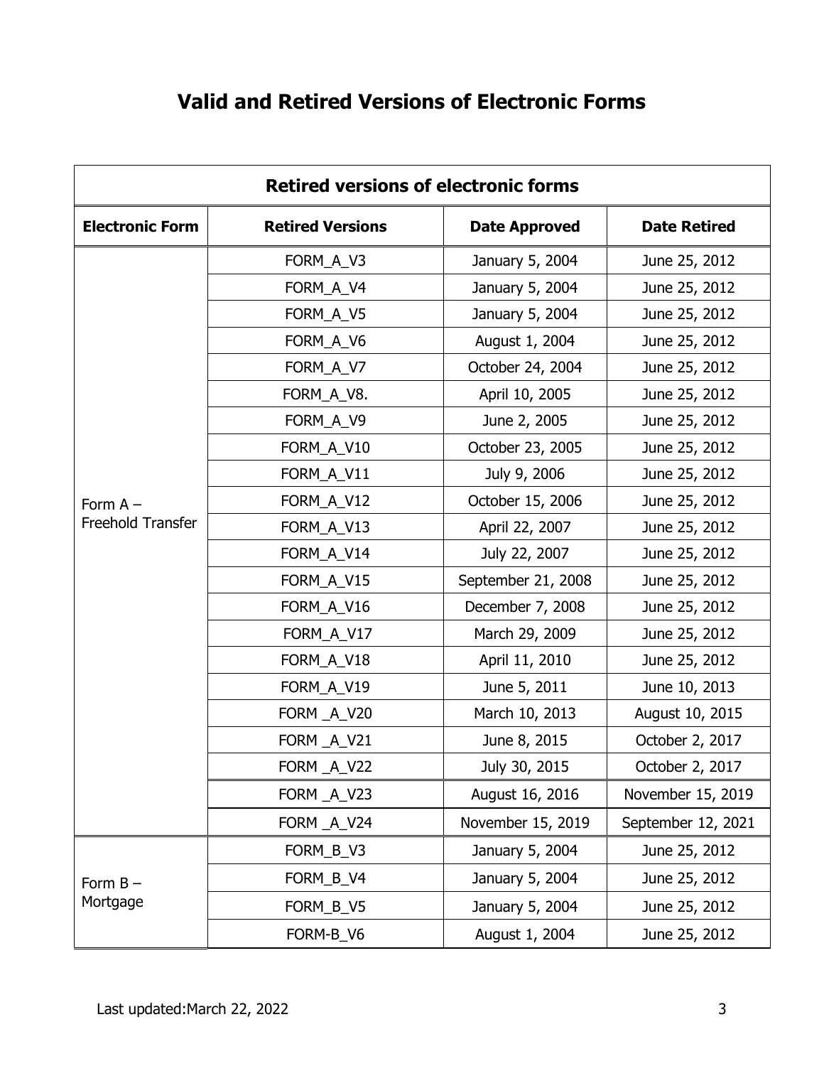# Valid and Retired Versions of Electronic Forms

| Retired versions of electronic forms | | | |
|---|---|---|---|
| **Electronic Form** | **Retired Versions** | **Date Approved** | **Date Retired** |
| Form A – Freehold Transfer | FORM_A_V3 | January 5, 2004 | June 25, 2012 |
| | FORM_A_V4 | January 5, 2004 | June 25, 2012 |
| | FORM_A_V5 | January 5, 2004 | June 25, 2012 |
| | FORM_A_V6 | August 1, 2004 | June 25, 2012 |
| | FORM_A_V7 | October 24, 2004 | June 25, 2012 |
| | FORM_A_V8. | April 10, 2005 | June 25, 2012 |
| | FORM_A_V9 | June 2, 2005 | June 25, 2012 |
| | FORM_A_V10 | October 23, 2005 | June 25, 2012 |
| | FORM_A_V11 | July 9, 2006 | June 25, 2012 |
| | FORM_A_V12 | October 15, 2006 | June 25, 2012 |
| | FORM_A_V13 | April 22, 2007 | June 25, 2012 |
| | FORM_A_V14 | July 22, 2007 | June 25, 2012 |
| | FORM_A_V15 | September 21, 2008 | June 25, 2012 |
| | FORM_A_V16 | December 7, 2008 | June 25, 2012 |
| | FORM_A_V17 | March 29, 2009 | June 25, 2012 |
| | FORM_A_V18 | April 11, 2010 | June 25, 2012 |
| | FORM_A_V19 | June 5, 2011 | June 10, 2013 |
| | FORM _A_V20 | March 10, 2013 | August 10, 2015 |
| | FORM _A_V21 | June 8, 2015 | October 2, 2017 |
| | FORM _A_V22 | July 30, 2015 | October 2, 2017 |
| | FORM _A_V23 | August 16, 2016 | November 15, 2019 |
| | FORM _A_V24 | November 15, 2019 | September 12, 2021 |
| Form B – Mortgage | FORM_B_V3 | January 5, 2004 | June 25, 2012 |
| | FORM_B_V4 | January 5, 2004 | June 25, 2012 |
| | FORM_B_V5 | January 5, 2004 | June 25, 2012 |
| | FORM-B_V6 | August 1, 2004 | June 25, 2012 |

Last updated:March 22, 2022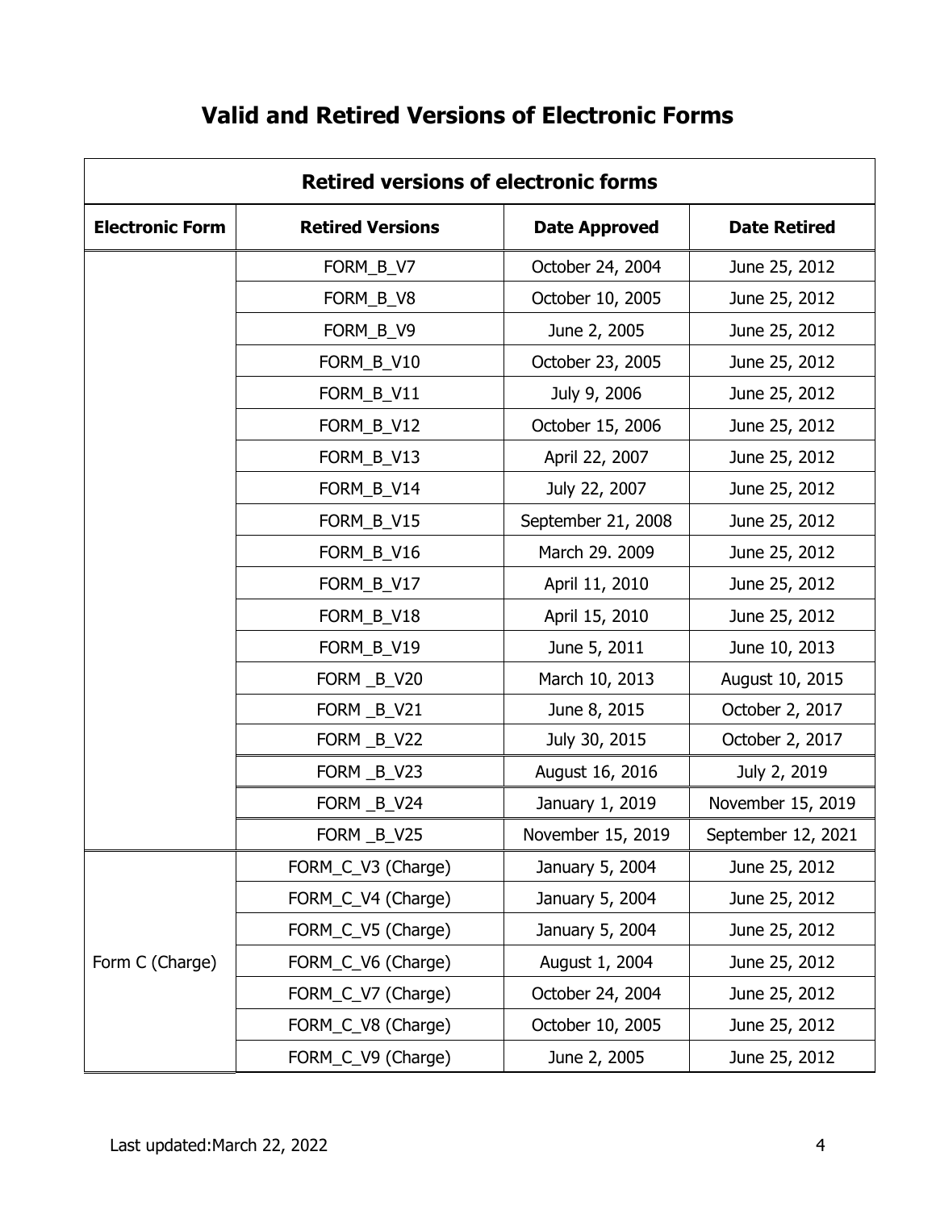## Valid and Retired Versions of Electronic Forms

| Retired versions of electronic forms | | | |
|---|---|---|---|
| **Electronic Form** | **Retired Versions** | **Date Approved** | **Date Retired** |
| | FORM_B_V7 | October 24, 2004 | June 25, 2012 |
| | FORM_B_V8 | October 10, 2005 | June 25, 2012 |
| | FORM_B_V9 | June 2, 2005 | June 25, 2012 |
| | FORM_B_V10 | October 23, 2005 | June 25, 2012 |
| | FORM_B_V11 | July 9, 2006 | June 25, 2012 |
| | FORM_B_V12 | October 15, 2006 | June 25, 2012 |
| | FORM_B_V13 | April 22, 2007 | June 25, 2012 |
| | FORM_B_V14 | July 22, 2007 | June 25, 2012 |
| | FORM_B_V15 | September 21, 2008 | June 25, 2012 |
| | FORM_B_V16 | March 29. 2009 | June 25, 2012 |
| | FORM_B_V17 | April 11, 2010 | June 25, 2012 |
| | FORM_B_V18 | April 15, 2010 | June 25, 2012 |
| | FORM_B_V19 | June 5, 2011 | June 10, 2013 |
| | FORM _B_V20 | March 10, 2013 | August 10, 2015 |
| | FORM _B_V21 | June 8, 2015 | October 2, 2017 |
| | FORM _B_V22 | July 30, 2015 | October 2, 2017 |
| | FORM _B_V23 | August 16, 2016 | July 2, 2019 |
| | FORM _B_V24 | January 1, 2019 | November 15, 2019 |
| | FORM _B_V25 | November 15, 2019 | September 12, 2021 |
| Form C (Charge) | FORM_C_V3 (Charge) | January 5, 2004 | June 25, 2012 |
| | FORM_C_V4 (Charge) | January 5, 2004 | June 25, 2012 |
| | FORM_C_V5 (Charge) | January 5, 2004 | June 25, 2012 |
| | FORM_C_V6 (Charge) | August 1, 2004 | June 25, 2012 |
| | FORM_C_V7 (Charge) | October 24, 2004 | June 25, 2012 |
| | FORM_C_V8 (Charge) | October 10, 2005 | June 25, 2012 |
| | FORM_C_V9 (Charge) | June 2, 2005 | June 25, 2012 |

Last updated:March 22, 2022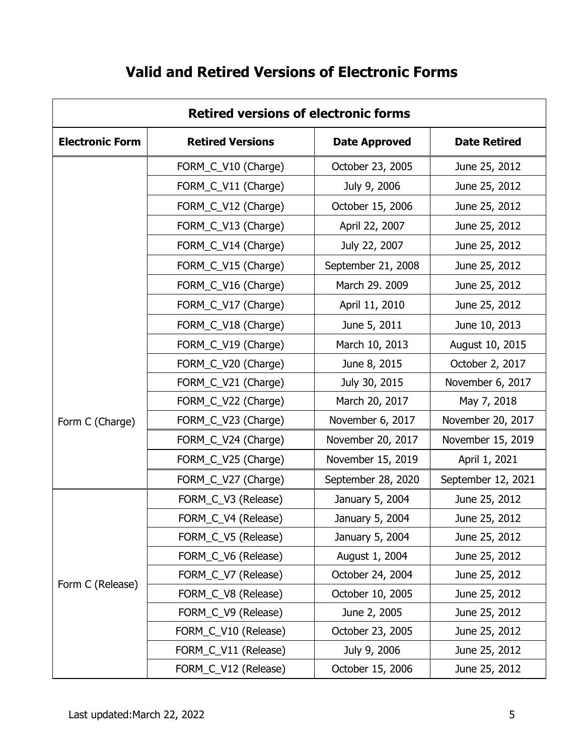# Valid and Retired Versions of Electronic Forms

| Retired versions of electronic forms | | | |
|---|---|---|---|
| **Electronic Form** | **Retired Versions** | **Date Approved** | **Date Retired** |
| Form C (Charge) | FORM_C_V10 (Charge) | October 23, 2005 | June 25, 2012 |
| | FORM_C_V11 (Charge) | July 9, 2006 | June 25, 2012 |
| | FORM_C_V12 (Charge) | October 15, 2006 | June 25, 2012 |
| | FORM_C_V13 (Charge) | April 22, 2007 | June 25, 2012 |
| | FORM_C_V14 (Charge) | July 22, 2007 | June 25, 2012 |
| | FORM_C_V15 (Charge) | September 21, 2008 | June 25, 2012 |
| | FORM_C_V16 (Charge) | March 29. 2009 | June 25, 2012 |
| | FORM_C_V17 (Charge) | April 11, 2010 | June 25, 2012 |
| | FORM_C_V18 (Charge) | June 5, 2011 | June 10, 2013 |
| | FORM_C_V19 (Charge) | March 10, 2013 | August 10, 2015 |
| | FORM_C_V20 (Charge) | June 8, 2015 | October 2, 2017 |
| | FORM_C_V21 (Charge) | July 30, 2015 | November 6, 2017 |
| | FORM_C_V22 (Charge) | March 20, 2017 | May 7, 2018 |
| | FORM_C_V23 (Charge) | November 6, 2017 | November 20, 2017 |
| | FORM_C_V24 (Charge) | November 20, 2017 | November 15, 2019 |
| | FORM_C_V25 (Charge) | November 15, 2019 | April 1, 2021 |
| | FORM_C_V27 (Charge) | September 28, 2020 | September 12, 2021 |
| Form C (Release) | FORM_C_V3 (Release) | January 5, 2004 | June 25, 2012 |
| | FORM_C_V4 (Release) | January 5, 2004 | June 25, 2012 |
| | FORM_C_V5 (Release) | January 5, 2004 | June 25, 2012 |
| | FORM_C_V6 (Release) | August 1, 2004 | June 25, 2012 |
| | FORM_C_V7 (Release) | October 24, 2004 | June 25, 2012 |
| | FORM_C_V8 (Release) | October 10, 2005 | June 25, 2012 |
| | FORM_C_V9 (Release) | June 2, 2005 | June 25, 2012 |
| | FORM_C_V10 (Release) | October 23, 2005 | June 25, 2012 |
| | FORM_C_V11 (Release) | July 9, 2006 | June 25, 2012 |
| | FORM_C_V12 (Release) | October 15, 2006 | June 25, 2012 |

Last updated:March 22, 2022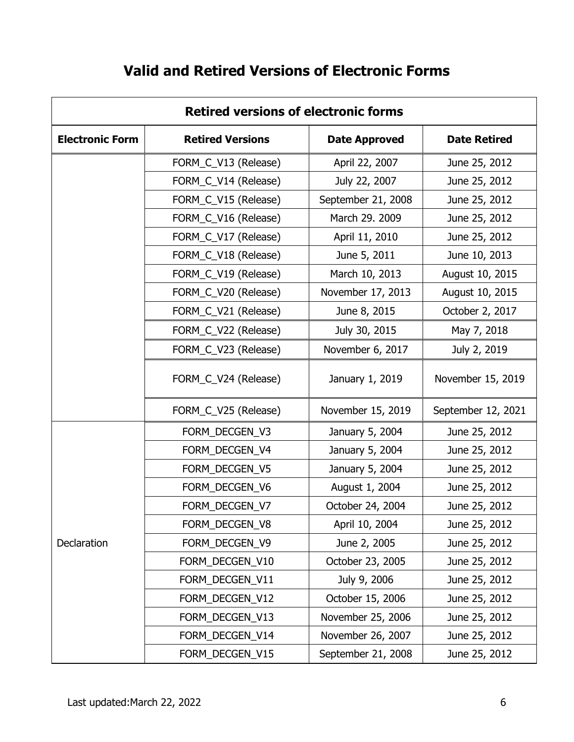# Valid and Retired Versions of Electronic Forms

| Retired versions of electronic forms | | | |
|---|---|---|---|
| **Electronic Form** | **Retired Versions** | **Date Approved** | **Date Retired** |
| | FORM_C_V13 (Release) | April 22, 2007 | June 25, 2012 |
| | FORM_C_V14 (Release) | July 22, 2007 | June 25, 2012 |
| | FORM_C_V15 (Release) | September 21, 2008 | June 25, 2012 |
| | FORM_C_V16 (Release) | March 29. 2009 | June 25, 2012 |
| | FORM_C_V17 (Release) | April 11, 2010 | June 25, 2012 |
| | FORM_C_V18 (Release) | June 5, 2011 | June 10, 2013 |
| | FORM_C_V19 (Release) | March 10, 2013 | August 10, 2015 |
| | FORM_C_V20 (Release) | November 17, 2013 | August 10, 2015 |
| | FORM_C_V21 (Release) | June 8, 2015 | October 2, 2017 |
| | FORM_C_V22 (Release) | July 30, 2015 | May 7, 2018 |
| | FORM_C_V23 (Release) | November 6, 2017 | July 2, 2019 |
| | FORM_C_V24 (Release) | January 1, 2019 | November 15, 2019 |
| | FORM_C_V25 (Release) | November 15, 2019 | September 12, 2021 |
| Declaration | FORM_DECGEN_V3 | January 5, 2004 | June 25, 2012 |
| | FORM_DECGEN_V4 | January 5, 2004 | June 25, 2012 |
| | FORM_DECGEN_V5 | January 5, 2004 | June 25, 2012 |
| | FORM_DECGEN_V6 | August 1, 2004 | June 25, 2012 |
| | FORM_DECGEN_V7 | October 24, 2004 | June 25, 2012 |
| | FORM_DECGEN_V8 | April 10, 2004 | June 25, 2012 |
| | FORM_DECGEN_V9 | June 2, 2005 | June 25, 2012 |
| | FORM_DECGEN_V10 | October 23, 2005 | June 25, 2012 |
| | FORM_DECGEN_V11 | July 9, 2006 | June 25, 2012 |
| | FORM_DECGEN_V12 | October 15, 2006 | June 25, 2012 |
| | FORM_DECGEN_V13 | November 25, 2006 | June 25, 2012 |
| | FORM_DECGEN_V14 | November 26, 2007 | June 25, 2012 |
| | FORM_DECGEN_V15 | September 21, 2008 | June 25, 2012 |

Last updated:March 22, 2022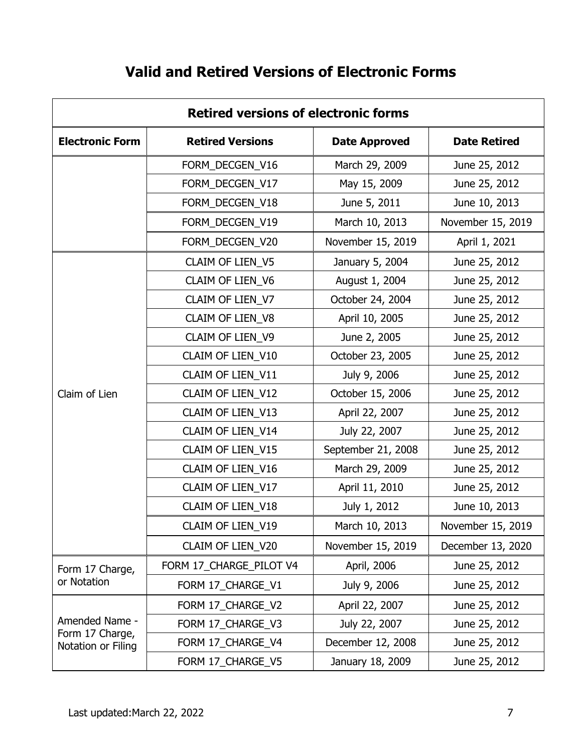# Valid and Retired Versions of Electronic Forms

| Retired versions of electronic forms | | | |
|---|---|---|---|
| **Electronic Form** | **Retired Versions** | **Date Approved** | **Date Retired** |
| | FORM_DECGEN_V16 | March 29, 2009 | June 25, 2012 |
| | FORM_DECGEN_V17 | May 15, 2009 | June 25, 2012 |
| | FORM_DECGEN_V18 | June 5, 2011 | June 10, 2013 |
| | FORM_DECGEN_V19 | March 10, 2013 | November 15, 2019 |
| | FORM_DECGEN_V20 | November 15, 2019 | April 1, 2021 |
| Claim of Lien | CLAIM OF LIEN_V5 | January 5, 2004 | June 25, 2012 |
| | CLAIM OF LIEN_V6 | August 1, 2004 | June 25, 2012 |
| | CLAIM OF LIEN_V7 | October 24, 2004 | June 25, 2012 |
| | CLAIM OF LIEN_V8 | April 10, 2005 | June 25, 2012 |
| | CLAIM OF LIEN_V9 | June 2, 2005 | June 25, 2012 |
| | CLAIM OF LIEN_V10 | October 23, 2005 | June 25, 2012 |
| | CLAIM OF LIEN_V11 | July 9, 2006 | June 25, 2012 |
| | CLAIM OF LIEN_V12 | October 15, 2006 | June 25, 2012 |
| | CLAIM OF LIEN_V13 | April 22, 2007 | June 25, 2012 |
| | CLAIM OF LIEN_V14 | July 22, 2007 | June 25, 2012 |
| | CLAIM OF LIEN_V15 | September 21, 2008 | June 25, 2012 |
| | CLAIM OF LIEN_V16 | March 29, 2009 | June 25, 2012 |
| | CLAIM OF LIEN_V17 | April 11, 2010 | June 25, 2012 |
| | CLAIM OF LIEN_V18 | July 1, 2012 | June 10, 2013 |
| | CLAIM OF LIEN_V19 | March 10, 2013 | November 15, 2019 |
| | CLAIM OF LIEN_V20 | November 15, 2019 | December 13, 2020 |
| Form 17 Charge, or Notation | FORM 17_CHARGE_PILOT V4 | April, 2006 | June 25, 2012 |
| | FORM 17_CHARGE_V1 | July 9, 2006 | June 25, 2012 |
| Amended Name - Form 17 Charge, Notation or Filing | FORM 17_CHARGE_V2 | April 22, 2007 | June 25, 2012 |
| | FORM 17_CHARGE_V3 | July 22, 2007 | June 25, 2012 |
| | FORM 17_CHARGE_V4 | December 12, 2008 | June 25, 2012 |
| | FORM 17_CHARGE_V5 | January 18, 2009 | June 25, 2012 |

Last updated:March 22, 2022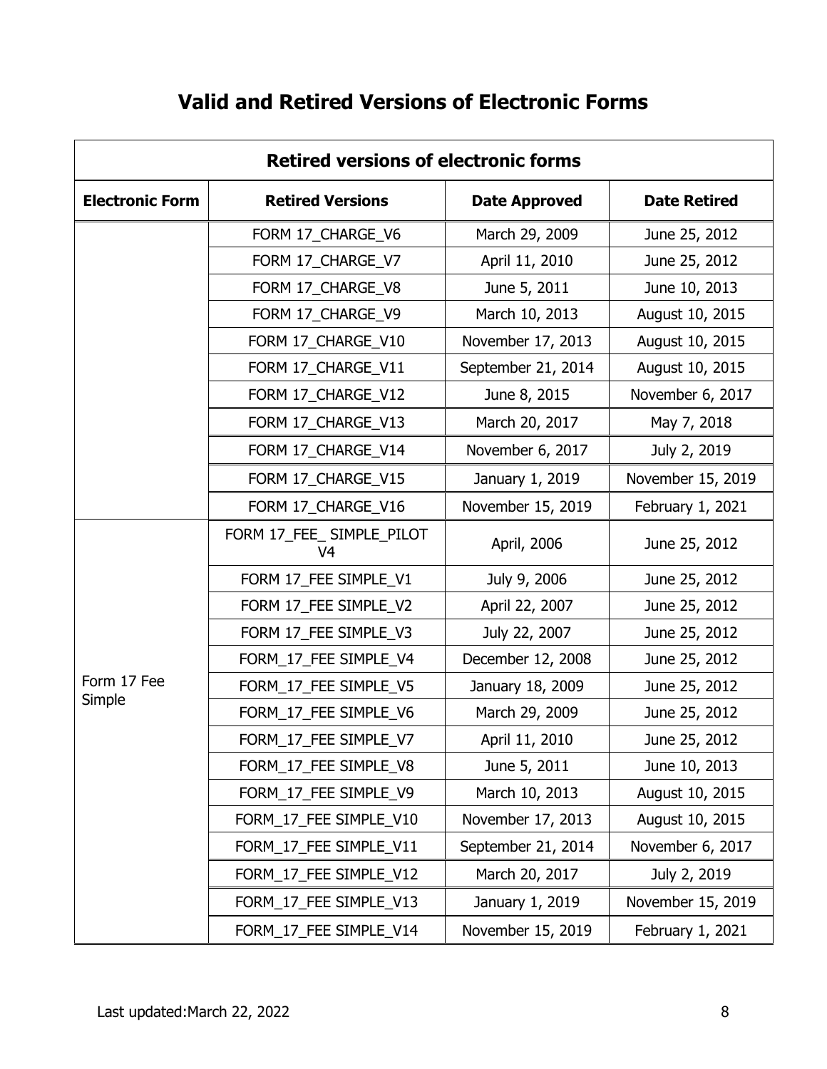# Valid and Retired Versions of Electronic Forms

| Retired versions of electronic forms | | | |
|---|---|---|---|
| **Electronic Form** | **Retired Versions** | **Date Approved** | **Date Retired** |
| | FORM 17_CHARGE_V6 | March 29, 2009 | June 25, 2012 |
| | FORM 17_CHARGE_V7 | April 11, 2010 | June 25, 2012 |
| | FORM 17_CHARGE_V8 | June 5, 2011 | June 10, 2013 |
| | FORM 17_CHARGE_V9 | March 10, 2013 | August 10, 2015 |
| | FORM 17_CHARGE_V10 | November 17, 2013 | August 10, 2015 |
| | FORM 17_CHARGE_V11 | September 21, 2014 | August 10, 2015 |
| | FORM 17_CHARGE_V12 | June 8, 2015 | November 6, 2017 |
| | FORM 17_CHARGE_V13 | March 20, 2017 | May 7, 2018 |
| | FORM 17_CHARGE_V14 | November 6, 2017 | July 2, 2019 |
| | FORM 17_CHARGE_V15 | January 1, 2019 | November 15, 2019 |
| | FORM 17_CHARGE_V16 | November 15, 2019 | February 1, 2021 |
| Form 17 Fee Simple | FORM 17_FEE_ SIMPLE_PILOT V4 | April, 2006 | June 25, 2012 |
| | FORM 17_FEE SIMPLE_V1 | July 9, 2006 | June 25, 2012 |
| | FORM 17_FEE SIMPLE_V2 | April 22, 2007 | June 25, 2012 |
| | FORM 17_FEE SIMPLE_V3 | July 22, 2007 | June 25, 2012 |
| | FORM_17_FEE SIMPLE_V4 | December 12, 2008 | June 25, 2012 |
| | FORM_17_FEE SIMPLE_V5 | January 18, 2009 | June 25, 2012 |
| | FORM_17_FEE SIMPLE_V6 | March 29, 2009 | June 25, 2012 |
| | FORM_17_FEE SIMPLE_V7 | April 11, 2010 | June 25, 2012 |
| | FORM_17_FEE SIMPLE_V8 | June 5, 2011 | June 10, 2013 |
| | FORM_17_FEE SIMPLE_V9 | March 10, 2013 | August 10, 2015 |
| | FORM_17_FEE SIMPLE_V10 | November 17, 2013 | August 10, 2015 |
| | FORM_17_FEE SIMPLE_V11 | September 21, 2014 | November 6, 2017 |
| | FORM_17_FEE SIMPLE_V12 | March 20, 2017 | July 2, 2019 |
| | FORM_17_FEE SIMPLE_V13 | January 1, 2019 | November 15, 2019 |
| | FORM_17_FEE SIMPLE_V14 | November 15, 2019 | February 1, 2021 |

Last updated:March 22, 2022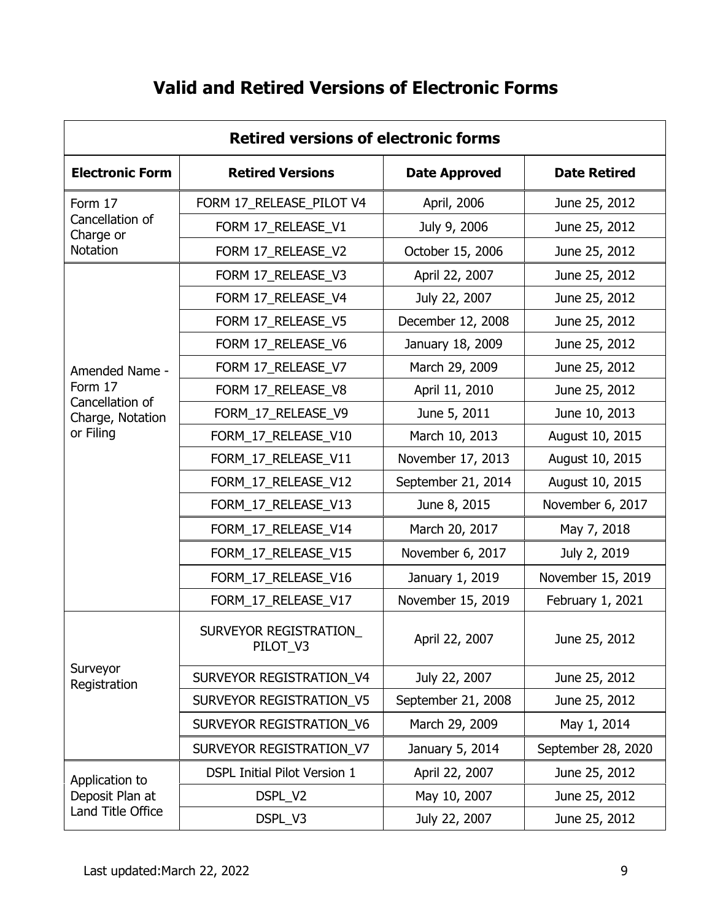# Valid and Retired Versions of Electronic Forms

| Retired versions of electronic forms | | | |
|---|---|---|---|
| **Electronic Form** | **Retired Versions** | **Date Approved** | **Date Retired** |
| Form 17 Cancellation of Charge or Notation | FORM 17_RELEASE_PILOT V4 | April, 2006 | June 25, 2012 |
| | FORM 17_RELEASE_V1 | July 9, 2006 | June 25, 2012 |
| | FORM 17_RELEASE_V2 | October 15, 2006 | June 25, 2012 |
| Amended Name - Form 17 Cancellation of Charge, Notation or Filing | FORM 17_RELEASE_V3 | April 22, 2007 | June 25, 2012 |
| | FORM 17_RELEASE_V4 | July 22, 2007 | June 25, 2012 |
| | FORM 17_RELEASE_V5 | December 12, 2008 | June 25, 2012 |
| | FORM 17_RELEASE_V6 | January 18, 2009 | June 25, 2012 |
| | FORM 17_RELEASE_V7 | March 29, 2009 | June 25, 2012 |
| | FORM 17_RELEASE_V8 | April 11, 2010 | June 25, 2012 |
| | FORM_17_RELEASE_V9 | June 5, 2011 | June 10, 2013 |
| | FORM_17_RELEASE_V10 | March 10, 2013 | August 10, 2015 |
| | FORM_17_RELEASE_V11 | November 17, 2013 | August 10, 2015 |
| | FORM_17_RELEASE_V12 | September 21, 2014 | August 10, 2015 |
| | FORM_17_RELEASE_V13 | June 8, 2015 | November 6, 2017 |
| | FORM_17_RELEASE_V14 | March 20, 2017 | May 7, 2018 |
| | FORM_17_RELEASE_V15 | November 6, 2017 | July 2, 2019 |
| | FORM_17_RELEASE_V16 | January 1, 2019 | November 15, 2019 |
| | FORM_17_RELEASE_V17 | November 15, 2019 | February 1, 2021 |
| Surveyor Registration | SURVEYOR REGISTRATION_ PILOT_V3 | April 22, 2007 | June 25, 2012 |
| | SURVEYOR REGISTRATION_V4 | July 22, 2007 | June 25, 2012 |
| | SURVEYOR REGISTRATION_V5 | September 21, 2008 | June 25, 2012 |
| | SURVEYOR REGISTRATION_V6 | March 29, 2009 | May 1, 2014 |
| | SURVEYOR REGISTRATION_V7 | January 5, 2014 | September 28, 2020 |
| Application to Deposit Plan at Land Title Office | DSPL Initial Pilot Version 1 | April 22, 2007 | June 25, 2012 |
| | DSPL_V2 | May 10, 2007 | June 25, 2012 |
| | DSPL_V3 | July 22, 2007 | June 25, 2012 |

Last updated:March 22, 2022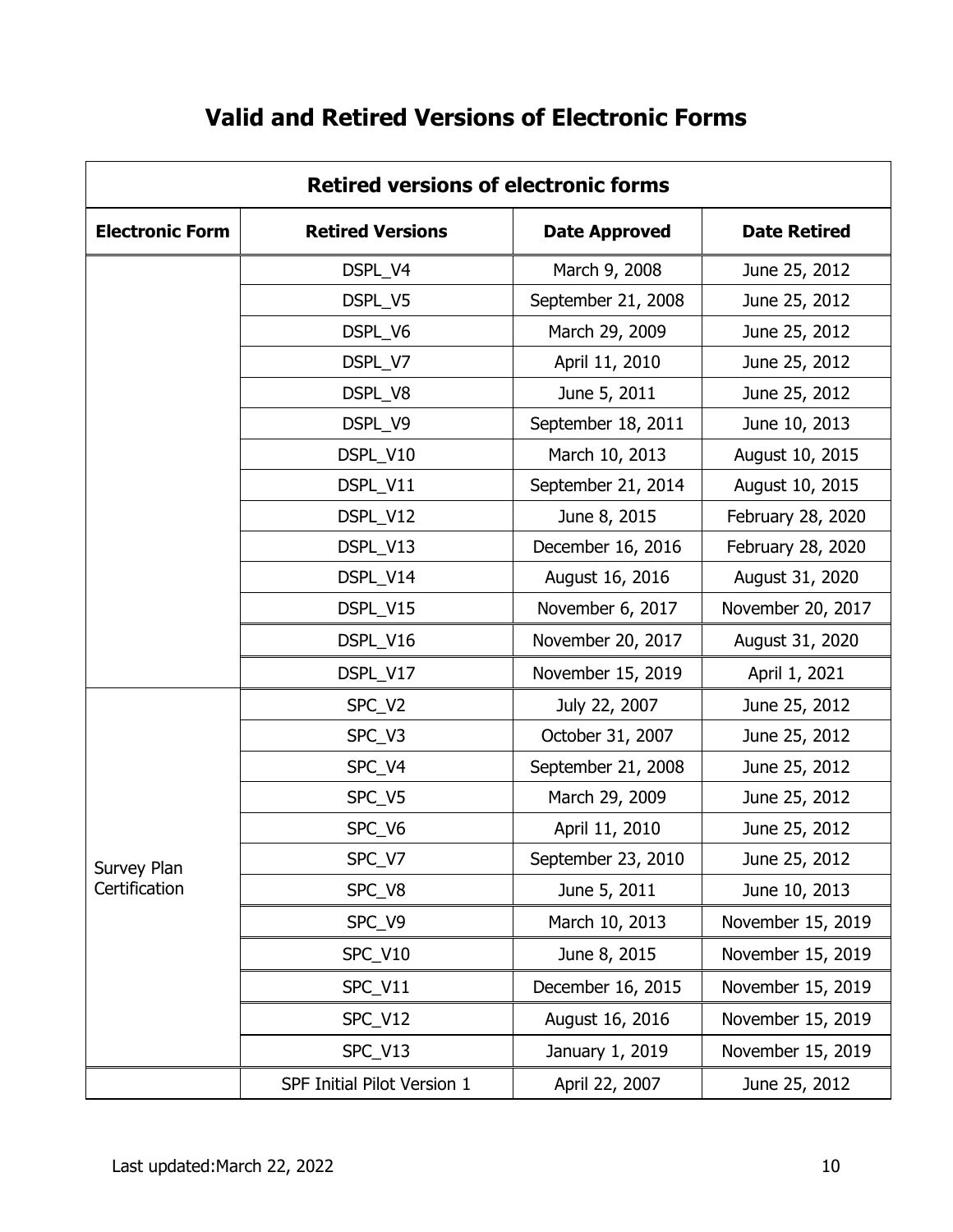# Valid and Retired Versions of Electronic Forms

| Retired versions of electronic forms | | | |
|---|---|---|---|
| **Electronic Form** | **Retired Versions** | **Date Approved** | **Date Retired** |
| | DSPL_V4 | March 9, 2008 | June 25, 2012 |
| | DSPL_V5 | September 21, 2008 | June 25, 2012 |
| | DSPL_V6 | March 29, 2009 | June 25, 2012 |
| | DSPL_V7 | April 11, 2010 | June 25, 2012 |
| | DSPL_V8 | June 5, 2011 | June 25, 2012 |
| | DSPL_V9 | September 18, 2011 | June 10, 2013 |
| | DSPL_V10 | March 10, 2013 | August 10, 2015 |
| | DSPL_V11 | September 21, 2014 | August 10, 2015 |
| | DSPL_V12 | June 8, 2015 | February 28, 2020 |
| | DSPL_V13 | December 16, 2016 | February 28, 2020 |
| | DSPL_V14 | August 16, 2016 | August 31, 2020 |
| | DSPL_V15 | November 6, 2017 | November 20, 2017 |
| | DSPL_V16 | November 20, 2017 | August 31, 2020 |
| | DSPL_V17 | November 15, 2019 | April 1, 2021 |
| Survey Plan Certification | SPC_V2 | July 22, 2007 | June 25, 2012 |
| | SPC_V3 | October 31, 2007 | June 25, 2012 |
| | SPC_V4 | September 21, 2008 | June 25, 2012 |
| | SPC_V5 | March 29, 2009 | June 25, 2012 |
| | SPC_V6 | April 11, 2010 | June 25, 2012 |
| | SPC_V7 | September 23, 2010 | June 25, 2012 |
| | SPC_V8 | June 5, 2011 | June 10, 2013 |
| | SPC_V9 | March 10, 2013 | November 15, 2019 |
| | SPC_V10 | June 8, 2015 | November 15, 2019 |
| | SPC_V11 | December 16, 2015 | November 15, 2019 |
| | SPC_V12 | August 16, 2016 | November 15, 2019 |
| | SPC_V13 | January 1, 2019 | November 15, 2019 |
| | SPF Initial Pilot Version 1 | April 22, 2007 | June 25, 2012 |

Last updated:March 22, 2022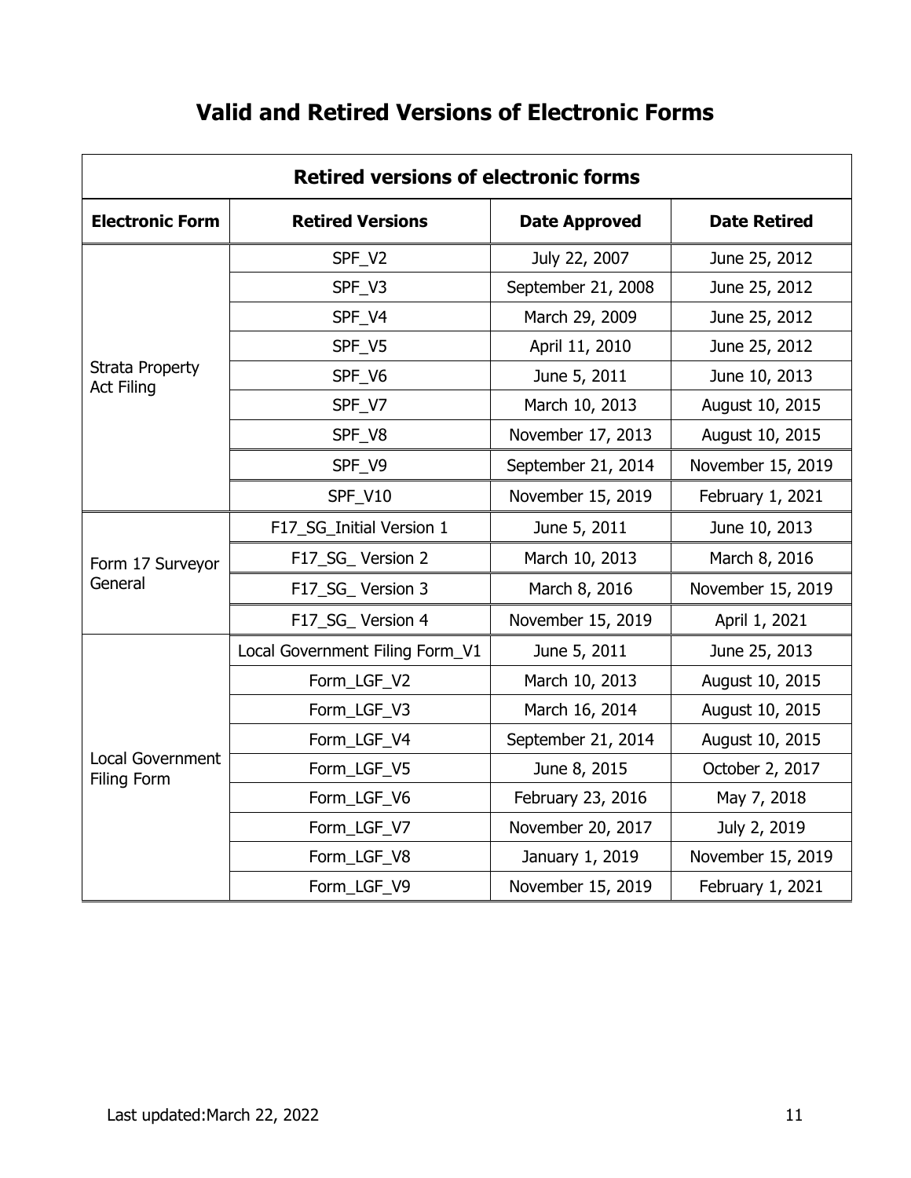# Valid and Retired Versions of Electronic Forms

| Retired versions of electronic forms | | | |
|---|---|---|---|
| **Electronic Form** | **Retired Versions** | **Date Approved** | **Date Retired** |
| Strata Property Act Filing | SPF_V2 | July 22, 2007 | June 25, 2012 |
| | SPF_V3 | September 21, 2008 | June 25, 2012 |
| | SPF_V4 | March 29, 2009 | June 25, 2012 |
| | SPF_V5 | April 11, 2010 | June 25, 2012 |
| | SPF_V6 | June 5, 2011 | June 10, 2013 |
| | SPF_V7 | March 10, 2013 | August 10, 2015 |
| | SPF_V8 | November 17, 2013 | August 10, 2015 |
| | SPF_V9 | September 21, 2014 | November 15, 2019 |
| | SPF_V10 | November 15, 2019 | February 1, 2021 |
| Form 17 Surveyor General | F17_SG_Initial Version 1 | June 5, 2011 | June 10, 2013 |
| | F17_SG_ Version 2 | March 10, 2013 | March 8, 2016 |
| | F17_SG_ Version 3 | March 8, 2016 | November 15, 2019 |
| | F17_SG_ Version 4 | November 15, 2019 | April 1, 2021 |
| Local Government Filing Form | Local Government Filing Form_V1 | June 5, 2011 | June 25, 2013 |
| | Form_LGF_V2 | March 10, 2013 | August 10, 2015 |
| | Form_LGF_V3 | March 16, 2014 | August 10, 2015 |
| | Form_LGF_V4 | September 21, 2014 | August 10, 2015 |
| | Form_LGF_V5 | June 8, 2015 | October 2, 2017 |
| | Form_LGF_V6 | February 23, 2016 | May 7, 2018 |
| | Form_LGF_V7 | November 20, 2017 | July 2, 2019 |
| | Form_LGF_V8 | January 1, 2019 | November 15, 2019 |
| | Form_LGF_V9 | November 15, 2019 | February 1, 2021 |

Last updated:March 22, 2022